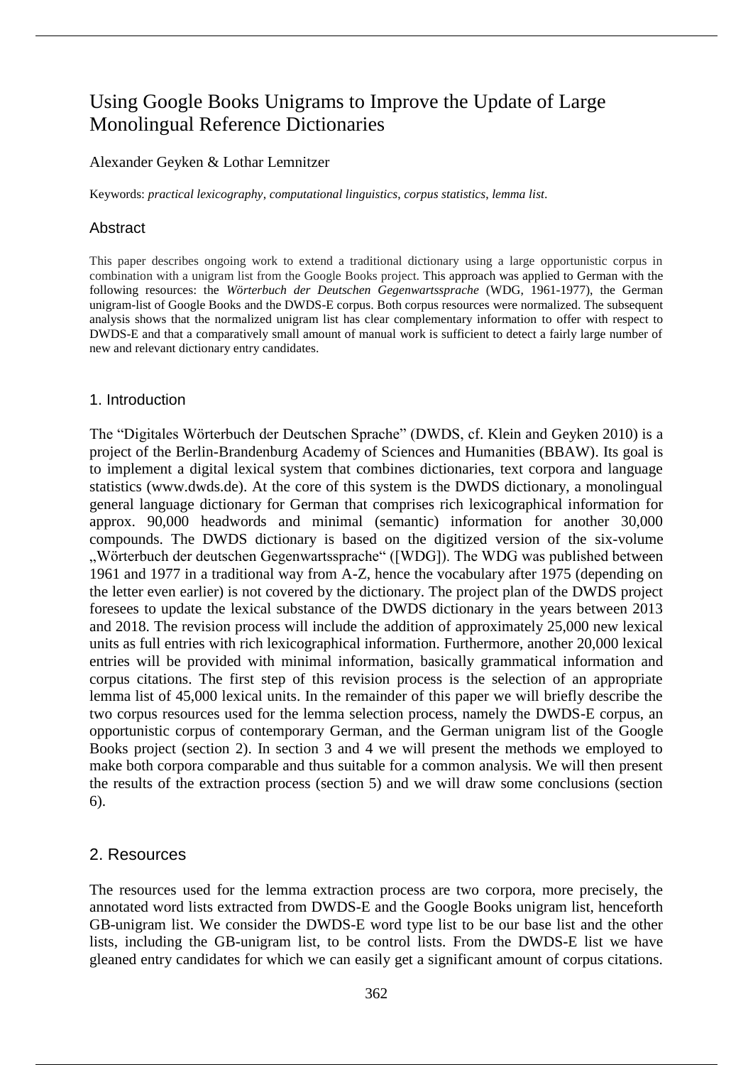# Using Google Books Unigrams to Improve the Update of Large Monolingual Reference Dictionaries

Alexander Geyken & Lothar Lemnitzer

Keywords: *practical lexicography*, *computational linguistics*, *corpus statistics*, *lemma list*.

## Abstract

This paper describes ongoing work to extend a traditional dictionary using a large opportunistic corpus in combination with a unigram list from the Google Books project. This approach was applied to German with the following resources: the *Wörterbuch der Deutschen Gegenwartssprache* (WDG, 1961-1977), the German unigram-list of Google Books and the DWDS-E corpus. Both corpus resources were normalized. The subsequent analysis shows that the normalized unigram list has clear complementary information to offer with respect to DWDS-E and that a comparatively small amount of manual work is sufficient to detect a fairly large number of new and relevant dictionary entry candidates.

## 1. Introduction

The "Digitales Wörterbuch der Deutschen Sprache" (DWDS, cf. Klein and Geyken 2010) is a project of the Berlin-Brandenburg Academy of Sciences and Humanities (BBAW). Its goal is to implement a digital lexical system that combines dictionaries, text corpora and language statistics (www.dwds.de). At the core of this system is the DWDS dictionary, a monolingual general language dictionary for German that comprises rich lexicographical information for approx. 90,000 headwords and minimal (semantic) information for another 30,000 compounds. The DWDS dictionary is based on the digitized version of the six-volume „Wörterbuch der deutschen Gegenwartssprache" ([WDG]). The WDG was published between 1961 and 1977 in a traditional way from A-Z, hence the vocabulary after 1975 (depending on the letter even earlier) is not covered by the dictionary. The project plan of the DWDS project foresees to update the lexical substance of the DWDS dictionary in the years between 2013 and 2018. The revision process will include the addition of approximately 25,000 new lexical units as full entries with rich lexicographical information. Furthermore, another 20,000 lexical entries will be provided with minimal information, basically grammatical information and corpus citations. The first step of this revision process is the selection of an appropriate lemma list of 45,000 lexical units. In the remainder of this paper we will briefly describe the two corpus resources used for the lemma selection process, namely the DWDS-E corpus, an opportunistic corpus of contemporary German, and the German unigram list of the Google Books project (section 2). In section 3 and 4 we will present the methods we employed to make both corpora comparable and thus suitable for a common analysis. We will then present the results of the extraction process (section 5) and we will draw some conclusions (section 6).

## 2. Resources

The resources used for the lemma extraction process are two corpora, more precisely, the annotated word lists extracted from DWDS-E and the Google Books unigram list, henceforth GB-unigram list. We consider the DWDS-E word type list to be our base list and the other lists, including the GB-unigram list, to be control lists. From the DWDS-E list we have gleaned entry candidates for which we can easily get a significant amount of corpus citations.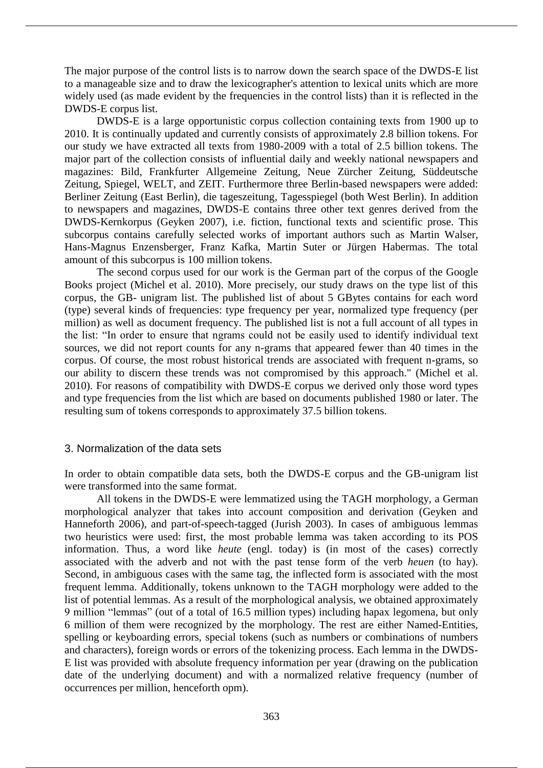The major purpose of the control lists is to narrow down the search space of the DWDS-E list to a manageable size and to draw the lexicographer's attention to lexical units which are more widely used (as made evident by the frequencies in the control lists) than it is reflected in the DWDS-E corpus list.

DWDS-E is a large opportunistic corpus collection containing texts from 1900 up to 2010. It is continually updated and currently consists of approximately 2.8 billion tokens. For our study we have extracted all texts from 1980-2009 with a total of 2.5 billion tokens. The major part of the collection consists of influential daily and weekly national newspapers and magazines: Bild, Frankfurter Allgemeine Zeitung, Neue Zürcher Zeitung, Süddeutsche Zeitung, Spiegel, WELT, and ZEIT. Furthermore three Berlin-based newspapers were added: Berliner Zeitung (East Berlin), die tageszeitung, Tagesspiegel (both West Berlin). In addition to newspapers and magazines, DWDS-E contains three other text genres derived from the DWDS-Kernkorpus (Geyken 2007), i.e. fiction, functional texts and scientific prose. This subcorpus contains carefully selected works of important authors such as Martin Walser, Hans-Magnus Enzensberger, Franz Kafka, Martin Suter or Jürgen Habermas. The total amount of this subcorpus is 100 million tokens.

The second corpus used for our work is the German part of the corpus of the Google Books project (Michel et al. 2010). More precisely, our study draws on the type list of this corpus, the GB- unigram list. The published list of about 5 GBytes contains for each word (type) several kinds of frequencies: type frequency per year, normalized type frequency (per million) as well as document frequency. The published list is not a full account of all types in the list: "In order to ensure that ngrams could not be easily used to identify individual text sources, we did not report counts for any n-grams that appeared fewer than 40 times in the corpus. Of course, the most robust historical trends are associated with frequent n-grams, so our ability to discern these trends was not compromised by this approach." (Michel et al. 2010). For reasons of compatibility with DWDS-E corpus we derived only those word types and type frequencies from the list which are based on documents published 1980 or later. The resulting sum of tokens corresponds to approximately 37.5 billion tokens.

## 3. Normalization of the data sets

In order to obtain compatible data sets, both the DWDS-E corpus and the GB-unigram list were transformed into the same format.

All tokens in the DWDS-E were lemmatized using the TAGH morphology, a German morphological analyzer that takes into account composition and derivation (Geyken and Hanneforth 2006), and part-of-speech-tagged (Jurish 2003). In cases of ambiguous lemmas two heuristics were used: first, the most probable lemma was taken according to its POS information. Thus, a word like *heute* (engl. today) is (in most of the cases) correctly associated with the adverb and not with the past tense form of the verb *heuen* (to hay). Second, in ambiguous cases with the same tag, the inflected form is associated with the most frequent lemma. Additionally, tokens unknown to the TAGH morphology were added to the list of potential lemmas. As a result of the morphological analysis, we obtained approximately 9 million "lemmas" (out of a total of 16.5 million types) including hapax legomena, but only 6 million of them were recognized by the morphology. The rest are either Named-Entities, spelling or keyboarding errors, special tokens (such as numbers or combinations of numbers and characters), foreign words or errors of the tokenizing process. Each lemma in the DWDS-E list was provided with absolute frequency information per year (drawing on the publication date of the underlying document) and with a normalized relative frequency (number of occurrences per million, henceforth opm).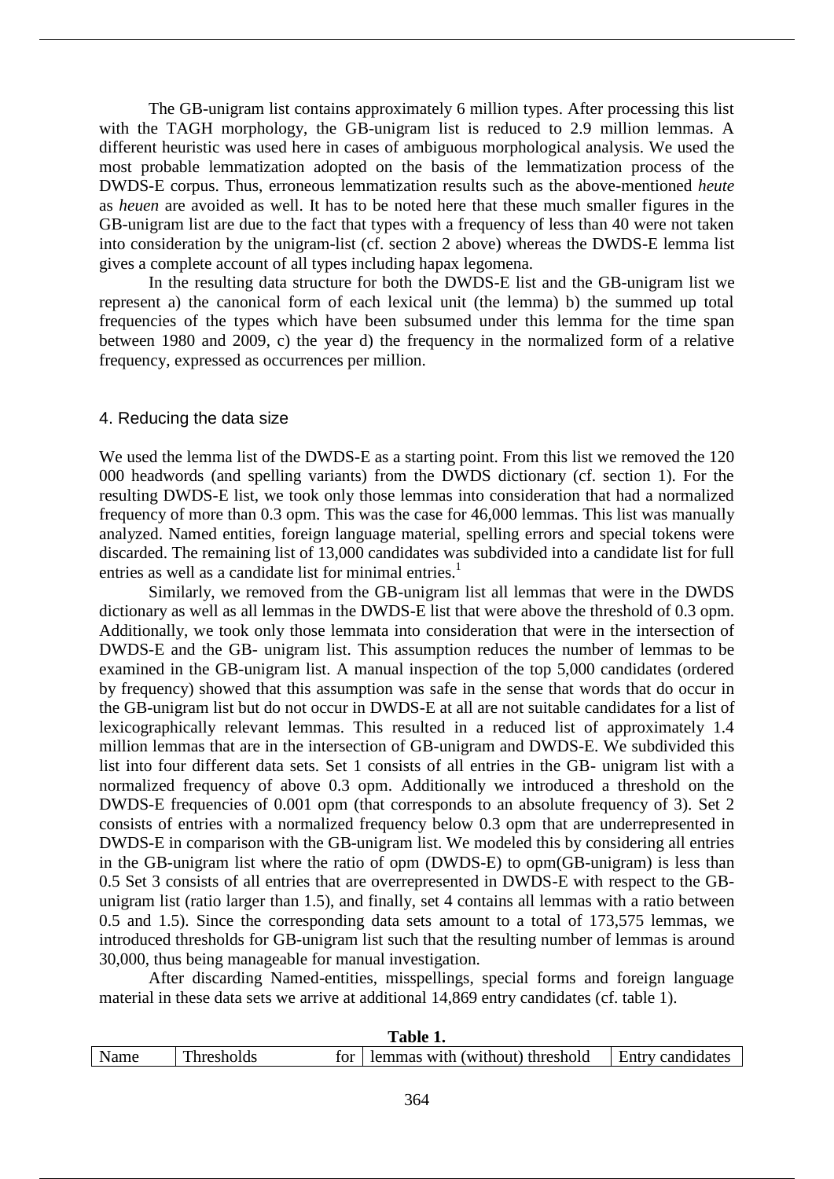The GB-unigram list contains approximately 6 million types. After processing this list with the TAGH morphology, the GB-unigram list is reduced to 2.9 million lemmas. A different heuristic was used here in cases of ambiguous morphological analysis. We used the most probable lemmatization adopted on the basis of the lemmatization process of the DWDS-E corpus. Thus, erroneous lemmatization results such as the above-mentioned *heute* as *heuen* are avoided as well. It has to be noted here that these much smaller figures in the GB-unigram list are due to the fact that types with a frequency of less than 40 were not taken into consideration by the unigram-list (cf. section 2 above) whereas the DWDS-E lemma list gives a complete account of all types including hapax legomena.

In the resulting data structure for both the DWDS-E list and the GB-unigram list we represent a) the canonical form of each lexical unit (the lemma) b) the summed up total frequencies of the types which have been subsumed under this lemma for the time span between 1980 and 2009, c) the year d) the frequency in the normalized form of a relative frequency, expressed as occurrences per million.

## 4. Reducing the data size

We used the lemma list of the DWDS-E as a starting point. From this list we removed the 120 000 headwords (and spelling variants) from the DWDS dictionary (cf. section 1). For the resulting DWDS-E list, we took only those lemmas into consideration that had a normalized frequency of more than 0.3 opm. This was the case for 46,000 lemmas. This list was manually analyzed. Named entities, foreign language material, spelling errors and special tokens were discarded. The remaining list of 13,000 candidates was subdivided into a candidate list for full entries as well as a candidate list for minimal entries.[1]

Similarly, we removed from the GB-unigram list all lemmas that were in the DWDS dictionary as well as all lemmas in the DWDS-E list that were above the threshold of 0.3 opm. Additionally, we took only those lemmata into consideration that were in the intersection of DWDS-E and the GB- unigram list. This assumption reduces the number of lemmas to be examined in the GB-unigram list. A manual inspection of the top 5,000 candidates (ordered by frequency) showed that this assumption was safe in the sense that words that do occur in the GB-unigram list but do not occur in DWDS-E at all are not suitable candidates for a list of lexicographically relevant lemmas. This resulted in a reduced list of approximately 1.4 million lemmas that are in the intersection of GB-unigram and DWDS-E. We subdivided this list into four different data sets. Set 1 consists of all entries in the GB- unigram list with a normalized frequency of above 0.3 opm. Additionally we introduced a threshold on the DWDS-E frequencies of 0.001 opm (that corresponds to an absolute frequency of 3). Set 2 consists of entries with a normalized frequency below 0.3 opm that are underrepresented in DWDS-E in comparison with the GB-unigram list. We modeled this by considering all entries in the GB-unigram list where the ratio of opm (DWDS-E) to opm(GB-unigram) is less than 0.5 Set 3 consists of all entries that are overrepresented in DWDS-E with respect to the GB-unigram list (ratio larger than 1.5), and finally, set 4 contains all lemmas with a ratio between 0.5 and 1.5). Since the corresponding data sets amount to a total of 173,575 lemmas, we introduced thresholds for GB-unigram list such that the resulting number of lemmas is around 30,000, thus being manageable for manual investigation.

After discarding Named-entities, misspellings, special forms and foreign language material in these data sets we arrive at additional 14,869 entry candidates (cf. table 1).

**Table 1.**

| Name | Thresholds for | lemmas with (without) threshold | Entry candidates |
|---|---|---|---|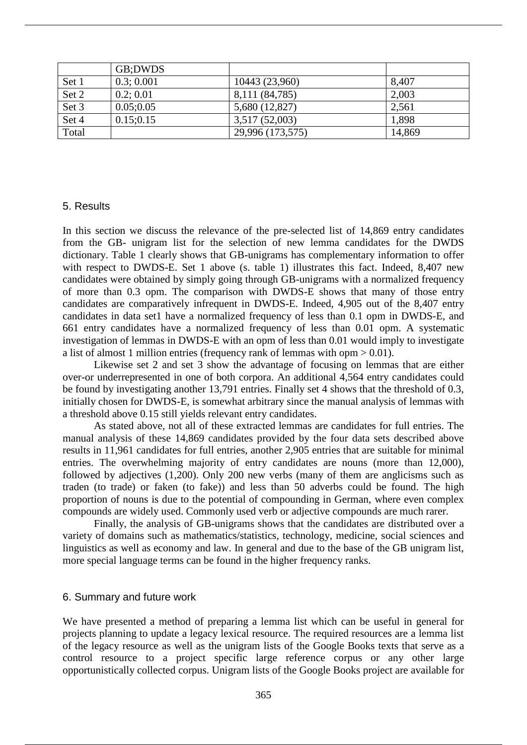| | GB;DWDS | | |
|---|---|---|---|
| Set 1 | 0.3; 0.001 | 10443 (23,960) | 8,407 |
| Set 2 | 0.2; 0.01 | 8,111 (84,785) | 2,003 |
| Set 3 | 0.05;0.05 | 5,680 (12,827) | 2,561 |
| Set 4 | 0.15;0.15 | 3,517 (52,003) | 1,898 |
| Total | | 29,996 (173,575) | 14,869 |

## 5. Results

In this section we discuss the relevance of the pre-selected list of 14,869 entry candidates from the GB- unigram list for the selection of new lemma candidates for the DWDS dictionary. Table 1 clearly shows that GB-unigrams has complementary information to offer with respect to DWDS-E. Set 1 above (s. table 1) illustrates this fact. Indeed, 8,407 new candidates were obtained by simply going through GB-unigrams with a normalized frequency of more than 0.3 opm. The comparison with DWDS-E shows that many of those entry candidates are comparatively infrequent in DWDS-E. Indeed, 4,905 out of the 8,407 entry candidates in data set1 have a normalized frequency of less than 0.1 opm in DWDS-E, and 661 entry candidates have a normalized frequency of less than 0.01 opm. A systematic investigation of lemmas in DWDS-E with an opm of less than 0.01 would imply to investigate a list of almost 1 million entries (frequency rank of lemmas with opm > 0.01).

Likewise set 2 and set 3 show the advantage of focusing on lemmas that are either over-or underrepresented in one of both corpora. An additional 4,564 entry candidates could be found by investigating another 13,791 entries. Finally set 4 shows that the threshold of 0.3, initially chosen for DWDS-E, is somewhat arbitrary since the manual analysis of lemmas with a threshold above 0.15 still yields relevant entry candidates.

As stated above, not all of these extracted lemmas are candidates for full entries. The manual analysis of these 14,869 candidates provided by the four data sets described above results in 11,961 candidates for full entries, another 2,905 entries that are suitable for minimal entries. The overwhelming majority of entry candidates are nouns (more than 12,000), followed by adjectives (1,200). Only 200 new verbs (many of them are anglicisms such as traden (to trade) or faken (to fake)) and less than 50 adverbs could be found. The high proportion of nouns is due to the potential of compounding in German, where even complex compounds are widely used. Commonly used verb or adjective compounds are much rarer.

Finally, the analysis of GB-unigrams shows that the candidates are distributed over a variety of domains such as mathematics/statistics, technology, medicine, social sciences and linguistics as well as economy and law. In general and due to the base of the GB unigram list, more special language terms can be found in the higher frequency ranks.

## 6. Summary and future work

We have presented a method of preparing a lemma list which can be useful in general for projects planning to update a legacy lexical resource. The required resources are a lemma list of the legacy resource as well as the unigram lists of the Google Books texts that serve as a control resource to a project specific large reference corpus or any other large opportunistically collected corpus. Unigram lists of the Google Books project are available for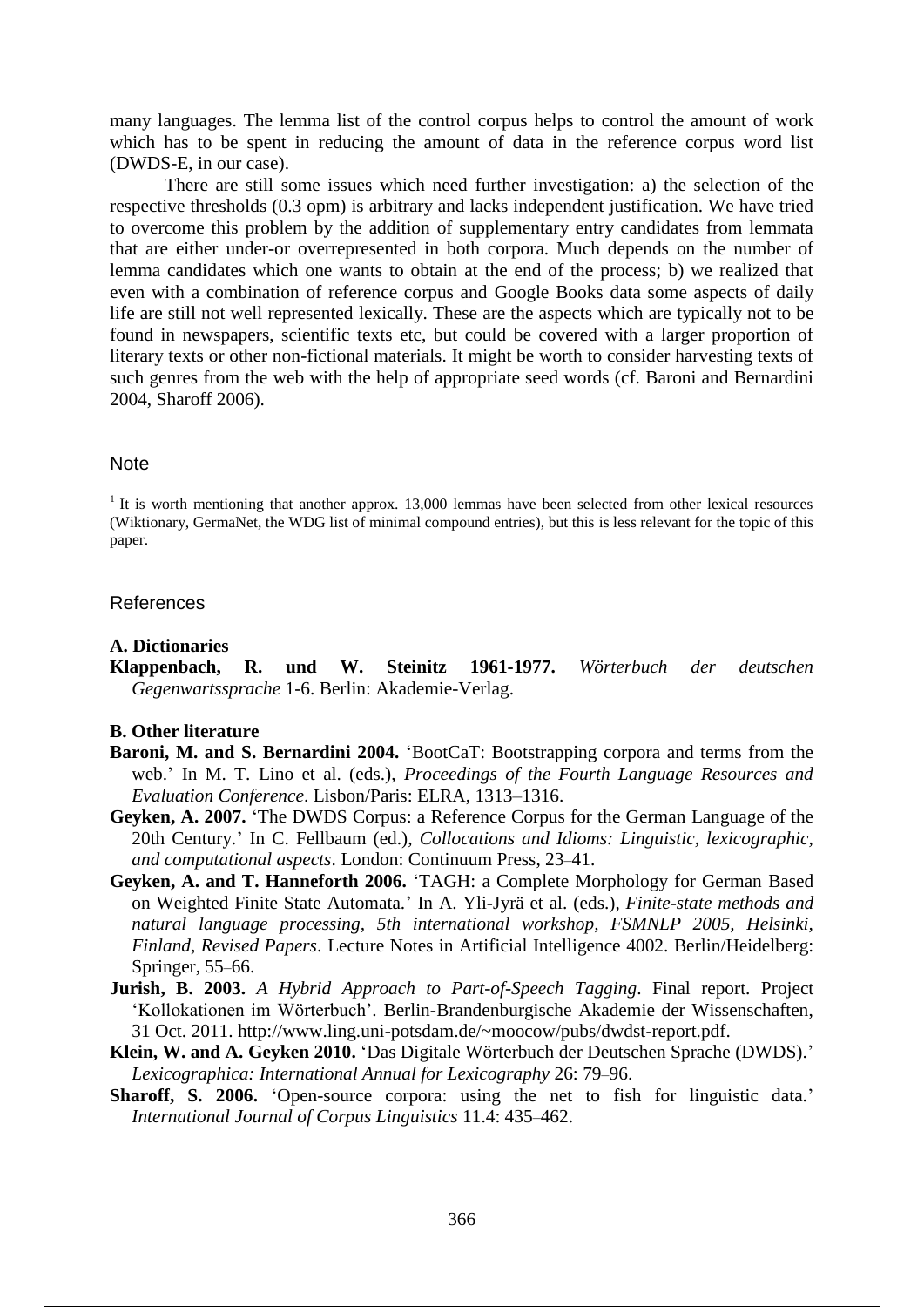many languages. The lemma list of the control corpus helps to control the amount of work which has to be spent in reducing the amount of data in the reference corpus word list (DWDS-E, in our case).

There are still some issues which need further investigation: a) the selection of the respective thresholds (0.3 opm) is arbitrary and lacks independent justification. We have tried to overcome this problem by the addition of supplementary entry candidates from lemmata that are either under-or overrepresented in both corpora. Much depends on the number of lemma candidates which one wants to obtain at the end of the process; b) we realized that even with a combination of reference corpus and Google Books data some aspects of daily life are still not well represented lexically. These are the aspects which are typically not to be found in newspapers, scientific texts etc, but could be covered with a larger proportion of literary texts or other non-fictional materials. It might be worth to consider harvesting texts of such genres from the web with the help of appropriate seed words (cf. Baroni and Bernardini 2004, Sharoff 2006).

## Note

[1] It is worth mentioning that another approx. 13,000 lemmas have been selected from other lexical resources (Wiktionary, GermaNet, the WDG list of minimal compound entries), but this is less relevant for the topic of this paper.

## References

### A. Dictionaries

**Klappenbach, R. und W. Steinitz 1961-1977.** *Wörterbuch der deutschen Gegenwartssprache* 1-6. Berlin: Akademie-Verlag.

### B. Other literature

**Baroni, M. and S. Bernardini 2004.** 'BootCaT: Bootstrapping corpora and terms from the web.' In M. T. Lino et al. (eds.), *Proceedings of the Fourth Language Resources and Evaluation Conference*. Lisbon/Paris: ELRA, 1313–1316.

**Geyken, A. 2007.** 'The DWDS Corpus: a Reference Corpus for the German Language of the 20th Century.' In C. Fellbaum (ed.), *Collocations and Idioms: Linguistic, lexicographic, and computational aspects*. London: Continuum Press, 23–41.

**Geyken, A. and T. Hanneforth 2006.** 'TAGH: a Complete Morphology for German Based on Weighted Finite State Automata.' In A. Yli-Jyrä et al. (eds.), *Finite-state methods and natural language processing, 5th international workshop, FSMNLP 2005, Helsinki, Finland, Revised Papers*. Lecture Notes in Artificial Intelligence 4002. Berlin/Heidelberg: Springer, 55–66.

**Jurish, B. 2003.** *A Hybrid Approach to Part-of-Speech Tagging*. Final report. Project 'Kollokationen im Wörterbuch'. Berlin-Brandenburgische Akademie der Wissenschaften, 31 Oct. 2011. http://www.ling.uni-potsdam.de/~moocow/pubs/dwdst-report.pdf.

**Klein, W. and A. Geyken 2010.** 'Das Digitale Wörterbuch der Deutschen Sprache (DWDS).' *Lexicographica: International Annual for Lexicography* 26: 79–96.

**Sharoff, S. 2006.** 'Open-source corpora: using the net to fish for linguistic data.' *International Journal of Corpus Linguistics* 11.4: 435–462.